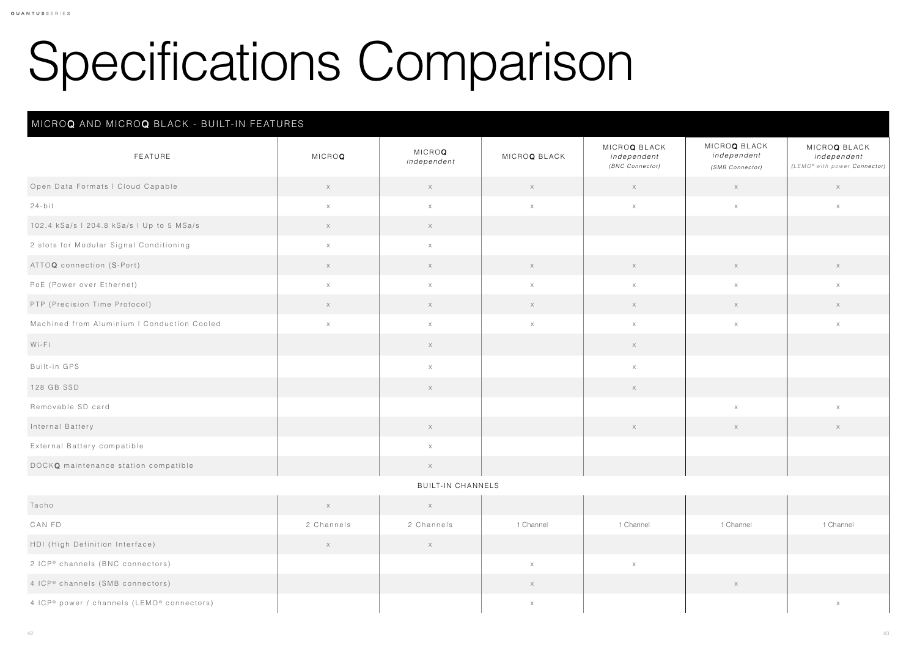# Specifications Comparison

| MICROQ AND MICROQ BLACK - BUILT-IN FEATURES | | | | | | |
|---|---|---|---|---|---|---|
| FEATURE | MICROQ | MICROQ *independent* | MICROQ BLACK | MICROQ BLACK *independent* *(BNC Connector)* | MICROQ BLACK *independent* *(SMB Connector)* | MICROQ BLACK *independent* *(LEMO® with power Connector)* |
| Open Data Formats I Cloud Capable | x | x | x | x | x | x |
| 24-bit | x | x | x | x | x | x |
| 102.4 kSa/s I 204.8 kSa/s I Up to 5 MSa/s | x | x | | | | |
| 2 slots for Modular Signal Conditioning | x | x | | | | |
| ATTOQ connection (S-Port) | x | x | x | x | x | x |
| PoE (Power over Ethernet) | x | x | x | x | x | x |
| PTP (Precision Time Protocol) | x | x | x | x | x | x |
| Machined from Aluminium I Conduction Cooled | x | x | x | x | x | x |
| Wi-Fi | | x | | x | | |
| Built-in GPS | | x | | x | | |
| 128 GB SSD | | x | | x | | |
| Removable SD card | | | | | x | x |
| Internal Battery | | x | | x | x | x |
| External Battery compatible | | x | | | | |
| DOCKQ maintenance station compatible | | x | | | | |
| BUILT-IN CHANNELS | | | | | | |
| Tacho | x | x | | | | |
| CAN FD | 2 Channels | 2 Channels | 1 Channel | 1 Channel | 1 Channel | 1 Channel |
| HDI (High Definition Interface) | x | x | | | | |
| 2 ICP® channels (BNC connectors) | | | x | x | | |
| 4 ICP® channels (SMB connectors) | | | x | | x | |
| 4 ICP® power / channels (LEMO® connectors) | | | x | | | x |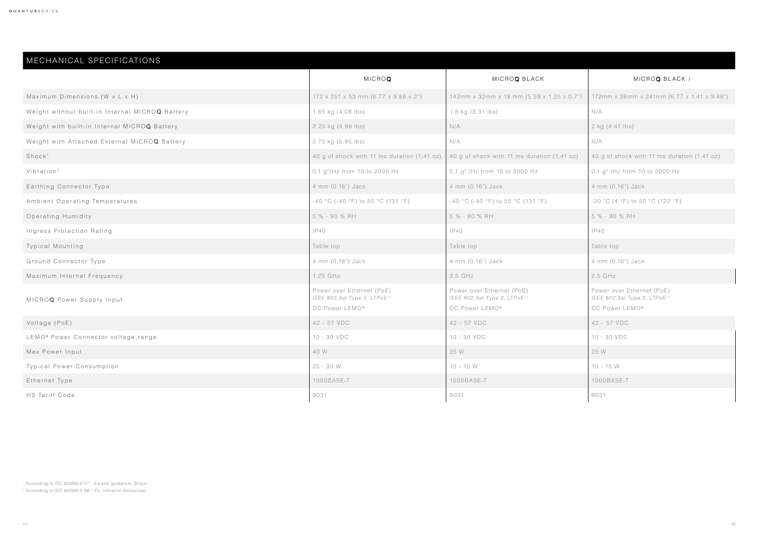## MECHANICAL SPECIFICATIONS

| | MICRO**Q** | MICRO**Q** BLACK | MICRO**Q** BLACK *i* |
|---|---|---|---|
| Maximum Dimensions (W x L x H) | 172 x 251 x 53 mm (6.77 x 9.88 x 2") | 142mm x 32mm x 18 mm (5.59 x 1.25 x 0.7") | 172mm x 36mm x 241mm (6.77 x 1.41 x 9.48") |
| Weight without built-in Internal MICRO**Q** Battery | 1.85 kg (4.08 lbs) | 1.5 kg (3.31 lbs) | N/A |
| Weight with built-in Internal MICRO**Q** Battery | 2.25 kg (4.96 lbs) | N/A | 2 kg (4.41 lbs) |
| Weight with Attached External MICRO**Q** Battery | 2.70 kg (5.95 lbs) | N/A | N/A |
| Shock[1] | 40 g of shock with 11 ms duration (1.41 oz) | 40 g of shock with 11 ms duration (1.41 oz) | 40 g of shock with 11 ms duration (1.41 oz) |
| Vibration[2] | 0.1 $g^2$/Hz from 10 to 2000 Hz | 0.1 $g^2$ /Hz from 10 to 2000 Hz | 0.1 $g^2$ /Hz from 10 to 2000 Hz |
| Earthing Connector Type | 4 mm (0.16") Jack | 4 mm (0.16") Jack | 4 mm (0.16") Jack |
| Ambient Operating Temperatures | -40 °C (-40 °F) to 55 °C (131 °F) | -40 °C (-40 °F) to 55 °C (131 °F) | -20 ˚C (4 °F) to 50 °C (122 °F) |
| Operating Humidity | 5 % - 90 % RH | 5 % - 90 % RH | 5 % - 90 % RH |
| Ingress Protection Rating | IP40 | IP40 | IP40 |
| Typical Mounting | Table top | Table top | Table top |
| Ground Connector Type | 4 mm (0.16") Jack | 4 mm (0.16") Jack | 4 mm (0.16") Jack |
| Maximum Internal Frequency | 1.25 GHz | 2.5 GHz | 2.5 GHz |
| MICRO**Q** Power Supply Input | Power over Ethernet (PoE) IEEE 802.3at Type 2, LTPoE++ DC Power LEMO® | Power over Ethernet (PoE) IEEE 802.3at Type 2, LTPoE++ DC Power LEMO® | Power over Ethernet (PoE) IEEE 802.3at Type 2, LTPoE++ DC Power LEMO® |
| Voltage (PoE) | 42 – 57 VDC | 42 – 57 VDC | 42 – 57 VDC |
| LEMO® Power Connector voltage range | 10 - 30 VDC | 10 - 30 VDC | 10 - 30 VDC |
| Max Power Input | 40 W | 25 W | 25 W |
| Typical Power Consumption | 25 - 30 W | 10 - 15 W | 10 - 15 W |
| Ethernet Type | 1000BASE-T | 1000BASE-T | 1000BASE-T |
| HS Tariff Code | 9031 | 9031 | 9031 |

[1] According to IEC 60068-2-27 – Ea and guidance: Shock
[2] According to IEC 60068-2-06 – Fc: Vibration Sinusoidal